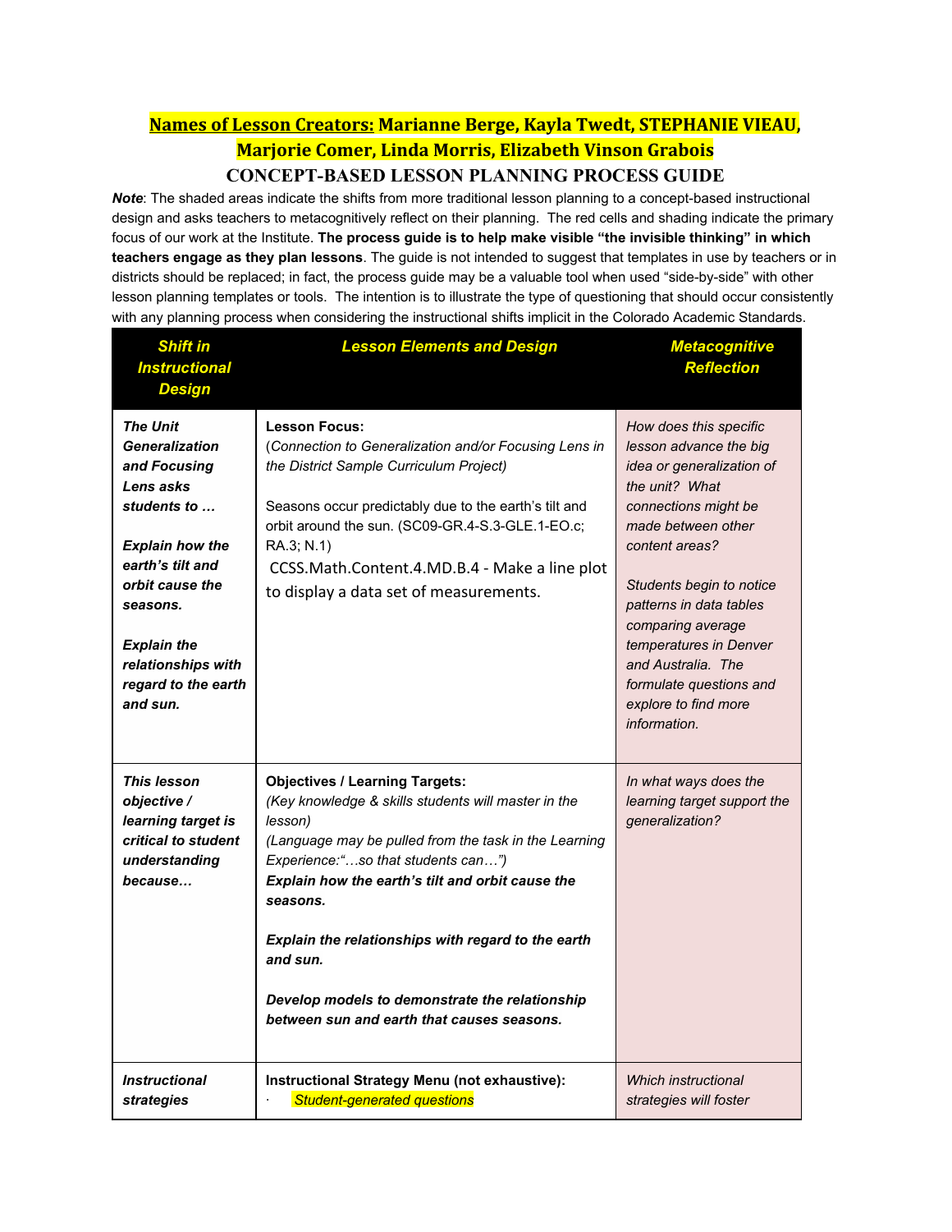**Names of Lesson Creators: Marianne Berge, Kayla Twedt, STEPHANIE VIEAU, Marjorie Comer, Linda Morris, Elizabeth Vinson Grabois**

# CONCEPT-BASED LESSON PLANNING PROCESS GUIDE

***Note***: The shaded areas indicate the shifts from more traditional lesson planning to a concept-based instructional design and asks teachers to metacognitively reflect on their planning. The red cells and shading indicate the primary focus of our work at the Institute. **The process guide is to help make visible "the invisible thinking" in which teachers engage as they plan lessons**. The guide is not intended to suggest that templates in use by teachers or in districts should be replaced; in fact, the process guide may be a valuable tool when used "side-by-side" with other lesson planning templates or tools. The intention is to illustrate the type of questioning that should occur consistently with any planning process when considering the instructional shifts implicit in the Colorado Academic Standards.

| *Shift in Instructional Design* | *Lesson Elements and Design* | *Metacognitive Reflection* |
|---|---|---|
| ***The Unit Generalization and Focusing Lens asks students to …***<br><br>***Explain how the earth's tilt and orbit cause the seasons.***<br><br>***Explain the relationships with regard to the earth and sun.*** | **Lesson Focus:**<br>(*Connection to Generalization and/or Focusing Lens in the District Sample Curriculum Project)*<br><br>Seasons occur predictably due to the earth's tilt and orbit around the sun. (SC09-GR.4-S.3-GLE.1-EO.c; RA.3; N.1)<br>CCSS.Math.Content.4.MD.B.4 - Make a line plot to display a data set of measurements. | *How does this specific lesson advance the big idea or generalization of the unit? What connections might be made between other content areas?*<br><br>*Students begin to notice patterns in data tables comparing average temperatures in Denver and Australia. The formulate questions and explore to find more information.* |
| ***This lesson objective / learning target is critical to student understanding because…*** | **Objectives / Learning Targets:**<br>*(Key knowledge & skills students will master in the lesson)*<br>*(Language may be pulled from the task in the Learning Experience:"…so that students can…")*<br>***Explain how the earth's tilt and orbit cause the seasons.***<br><br>***Explain the relationships with regard to the earth and sun.***<br><br>***Develop models to demonstrate the relationship between sun and earth that causes seasons.*** | *In what ways does the learning target support the generalization?* |
| ***Instructional strategies*** | **Instructional Strategy Menu (not exhaustive):**<br>· *Student-generated questions* | *Which instructional strategies will foster* |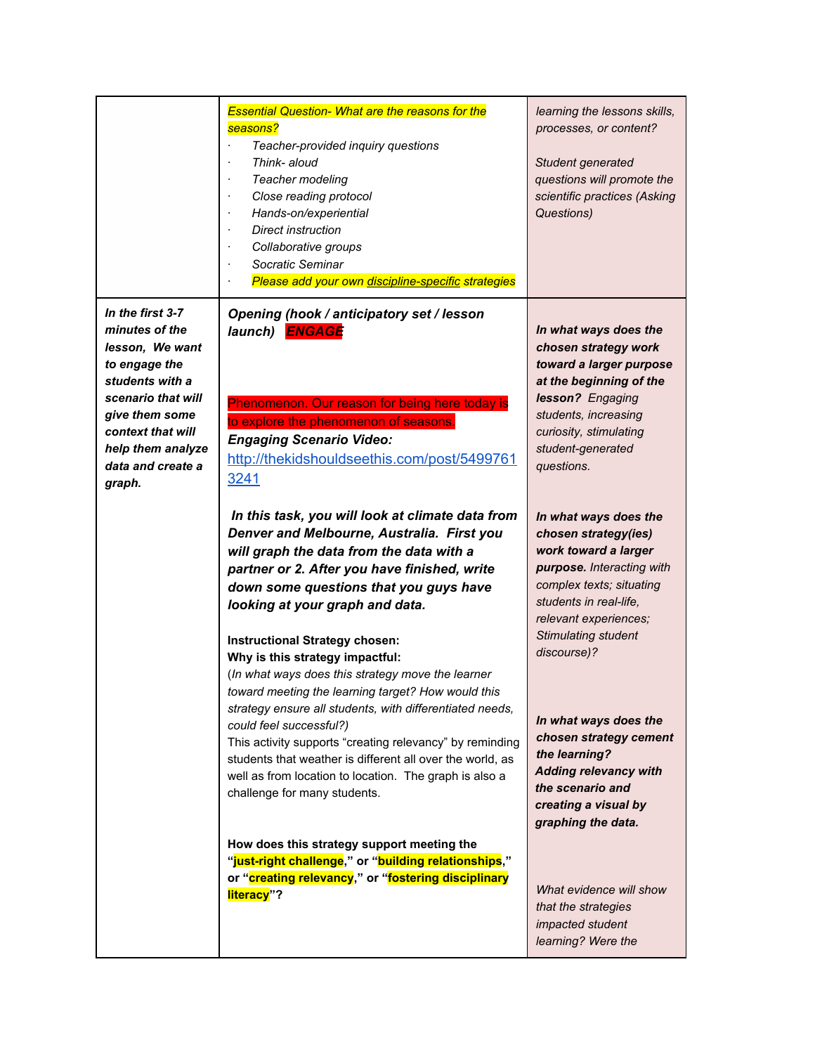| | | |
|---|---|---|
| | *Essential Question- What are the reasons for the seasons?*<br>· *Teacher-provided inquiry questions*<br>· *Think- aloud*<br>· *Teacher modeling*<br>· *Close reading protocol*<br>· *Hands-on/experiential*<br>· *Direct instruction*<br>· *Collaborative groups*<br>· *Socratic Seminar*<br>· *Please add your own discipline-specific strategies* | *learning the lessons skills, processes, or content?*<br><br>*Student generated questions will promote the scientific practices (Asking Questions)* |
| ***In the first 3-7 minutes of the lesson, We want to engage the students with a scenario that will give them some context that will help them analyze data and create a graph.*** | ***Opening (hook / anticipatory set / lesson launch)*** ***ENGAGE***<br><br>Phenomenon. Our reason for being here today is to explore the phenomenon of seasons.<br>***Engaging Scenario Video:***<br>http://thekidshouldseethis.com/post/54997613241<br><br>***In this task, you will look at climate data from Denver and Melbourne, Australia. First you will graph the data from the data with a partner or 2. After you have finished, write down some questions that you guys have looking at your graph and data.***<br><br>**Instructional Strategy chosen:**<br>**Why is this strategy impactful:**<br>(*In what ways does this strategy move the learner toward meeting the learning target? How would this strategy ensure all students, with differentiated needs, could feel successful?)*<br>This activity supports "creating relevancy" by reminding students that weather is different all over the world, as well as from location to location. The graph is also a challenge for many students.<br><br>**How does this strategy support meeting the "just-right challenge," or "building relationships," or "creating relevancy," or "fostering disciplinary literacy"?** | ***In what ways does the chosen strategy work toward a larger purpose at the beginning of the lesson?*** *Engaging students, increasing curiosity, stimulating student-generated questions.*<br><br>***In what ways does the chosen strategy(ies) work toward a larger purpose.*** *Interacting with complex texts; situating students in real-life, relevant experiences; Stimulating student discourse)?*<br><br>***In what ways does the chosen strategy cement the learning?***<br>***Adding relevancy with the scenario and creating a visual by graphing the data.***<br><br>*What evidence will show that the strategies impacted student learning? Were the* |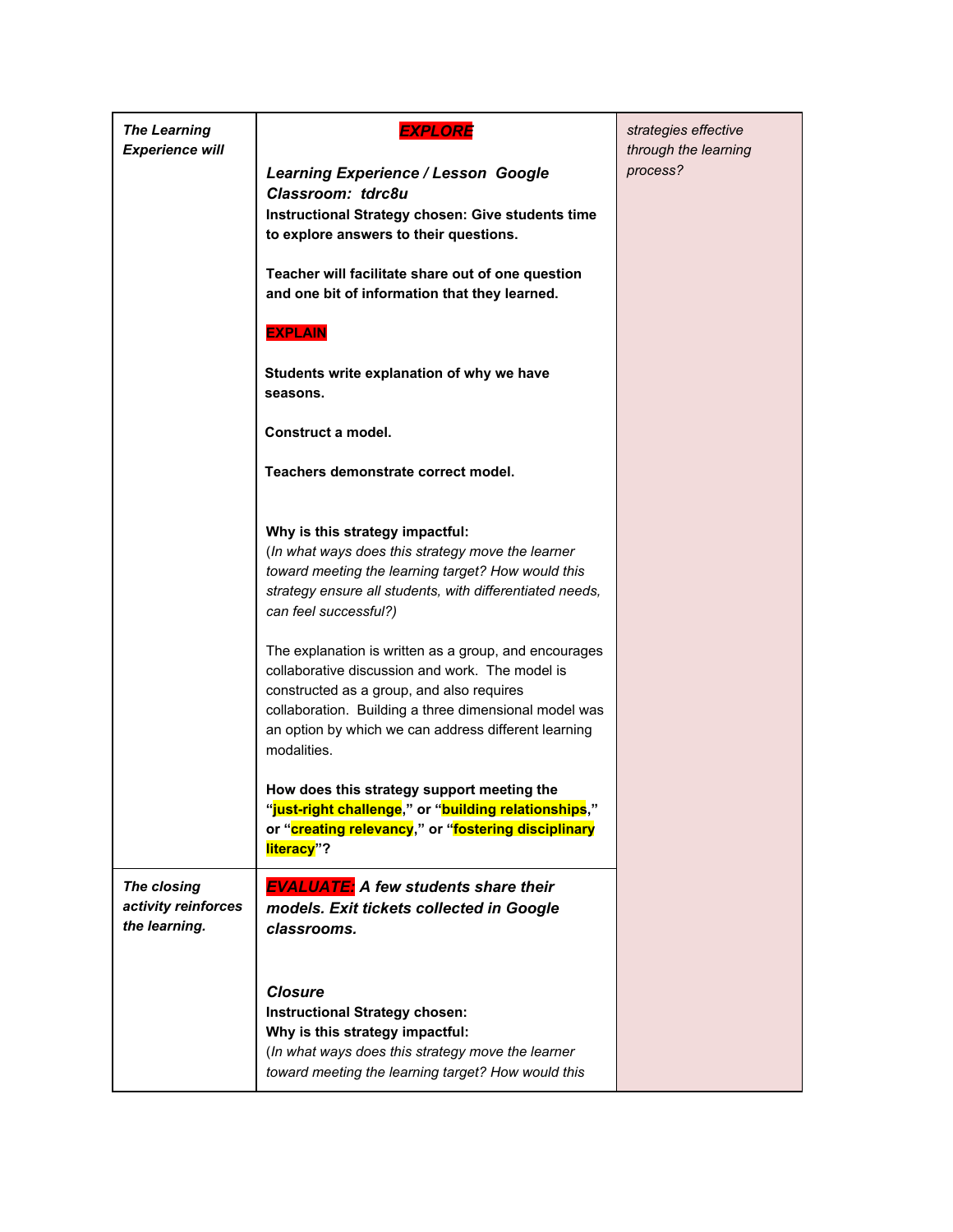| | | |
|---|---|---|
| ***The Learning Experience will*** | ***EXPLORE***<br><br>***Learning Experience / Lesson Google Classroom: tdrc8u***<br>**Instructional Strategy chosen: Give students time to explore answers to their questions.**<br><br>**Teacher will facilitate share out of one question and one bit of information that they learned.**<br><br>**EXPLAIN**<br><br>**Students write explanation of why we have seasons.**<br><br>**Construct a model.**<br><br>**Teachers demonstrate correct model.**<br><br>**Why is this strategy impactful:**<br>(*In what ways does this strategy move the learner toward meeting the learning target? How would this strategy ensure all students, with differentiated needs, can feel successful?)*<br><br>The explanation is written as a group, and encourages collaborative discussion and work. The model is constructed as a group, and also requires collaboration. Building a three dimensional model was an option by which we can address different learning modalities.<br><br>**How does this strategy support meeting the "just-right challenge," or "building relationships," or "creating relevancy," or "fostering disciplinary literacy"?** | *strategies effective through the learning process?* |
| ***The closing activity reinforces the learning.*** | ***EVALUATE: A few students share their models. Exit tickets collected in Google classrooms.***<br><br>***Closure***<br>**Instructional Strategy chosen:**<br>**Why is this strategy impactful:**<br>(*In what ways does this strategy move the learner toward meeting the learning target? How would this* | |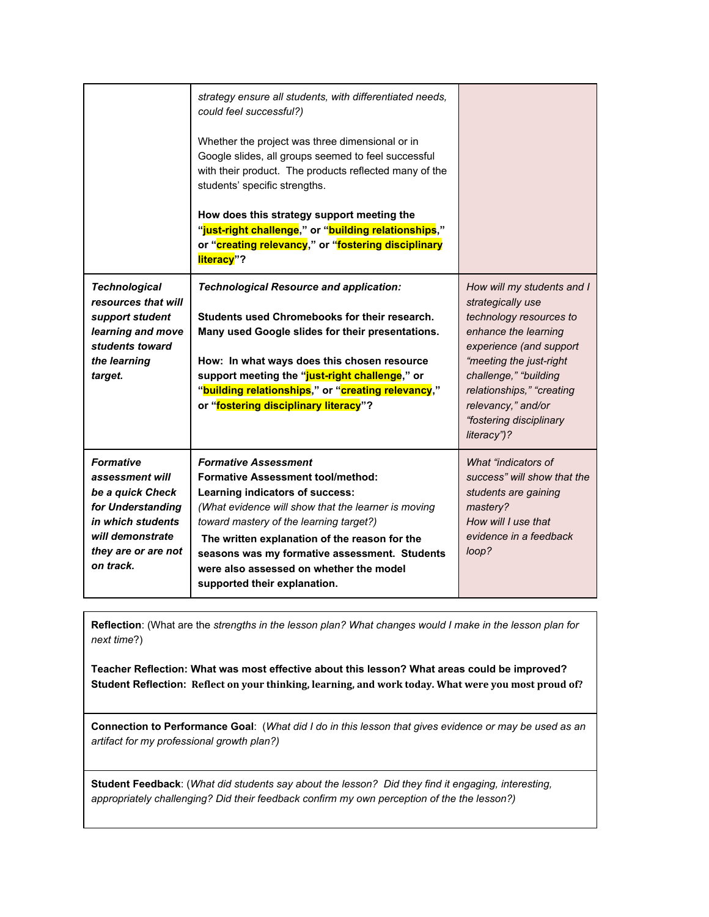| | | |
|---|---|---|
| | *strategy ensure all students, with differentiated needs, could feel successful?)*<br><br>Whether the project was three dimensional or in Google slides, all groups seemed to feel successful with their product. The products reflected many of the students' specific strengths.<br><br>**How does this strategy support meeting the "just-right challenge," or "building relationships," or "creating relevancy," or "fostering disciplinary literacy"?** | |
| ***Technological resources that will support student learning and move students toward the learning target.*** | ***Technological Resource and application:***<br><br>**Students used Chromebooks for their research. Many used Google slides for their presentations.**<br><br>**How: In what ways does this chosen resource support meeting the "just-right challenge," or "building relationships," or "creating relevancy," or "fostering disciplinary literacy"?** | *How will my students and I strategically use technology resources to enhance the learning experience (and support "meeting the just-right challenge," "building relationships," "creating relevancy," and/or "fostering disciplinary literacy")?* |
| ***Formative assessment will be a quick Check for Understanding in which students will demonstrate they are or are not on track.*** | ***Formative Assessment***<br>**Formative Assessment tool/method:**<br>**Learning indicators of success:**<br>*(What evidence will show that the learner is moving toward mastery of the learning target?)*<br>**The written explanation of the reason for the seasons was my formative assessment. Students were also assessed on whether the model supported their explanation.** | *What "indicators of success" will show that the students are gaining mastery?*<br>*How will I use that evidence in a feedback loop?* |

**Reflection**: (What are the *strengths in the lesson plan? What changes would I make in the lesson plan for next time*?)

**Teacher Reflection: What was most effective about this lesson? What areas could be improved?**
**Student Reflection: Reflect on your thinking, learning, and work today. What were you most proud of?**

**Connection to Performance Goal**: (*What did I do in this lesson that gives evidence or may be used as an artifact for my professional growth plan?)*

**Student Feedback**: (*What did students say about the lesson? Did they find it engaging, interesting, appropriately challenging? Did their feedback confirm my own perception of the the lesson?)*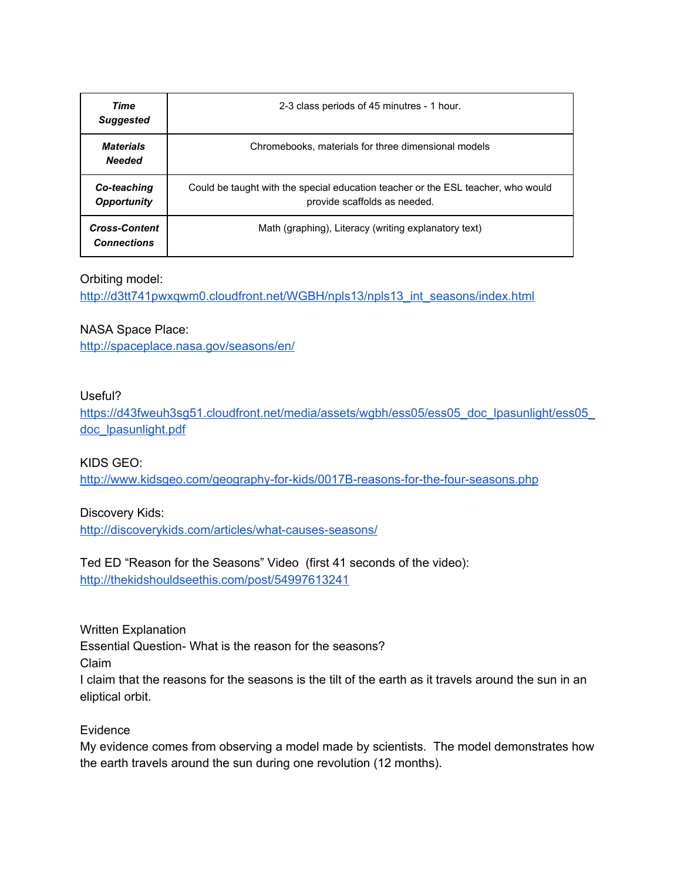| **Time Suggested** | 2-3 class periods of 45 minutres - 1 hour. |
|---|---|
| **Materials Needed** | Chromebooks, materials for three dimensional models |
| **Co-teaching Opportunity** | Could be taught with the special education teacher or the ESL teacher, who would provide scaffolds as needed. |
| **Cross-Content Connections** | Math (graphing), Literacy (writing explanatory text) |

Orbiting model:
http://d3tt741pwxqwm0.cloudfront.net/WGBH/npls13/npls13_int_seasons/index.html

NASA Space Place:
http://spaceplace.nasa.gov/seasons/en/

Useful?
https://d43fweuh3sg51.cloudfront.net/media/assets/wgbh/ess05/ess05_doc_lpasunlight/ess05_doc_lpasunlight.pdf

KIDS GEO:
http://www.kidsgeo.com/geography-for-kids/0017B-reasons-for-the-four-seasons.php

Discovery Kids:
http://discoverykids.com/articles/what-causes-seasons/

Ted ED "Reason for the Seasons" Video (first 41 seconds of the video):
http://thekidshouldseethis.com/post/54997613241

Written Explanation
Essential Question- What is the reason for the seasons?
Claim
I claim that the reasons for the seasons is the tilt of the earth as it travels around the sun in an eliptical orbit.

Evidence
My evidence comes from observing a model made by scientists. The model demonstrates how the earth travels around the sun during one revolution (12 months).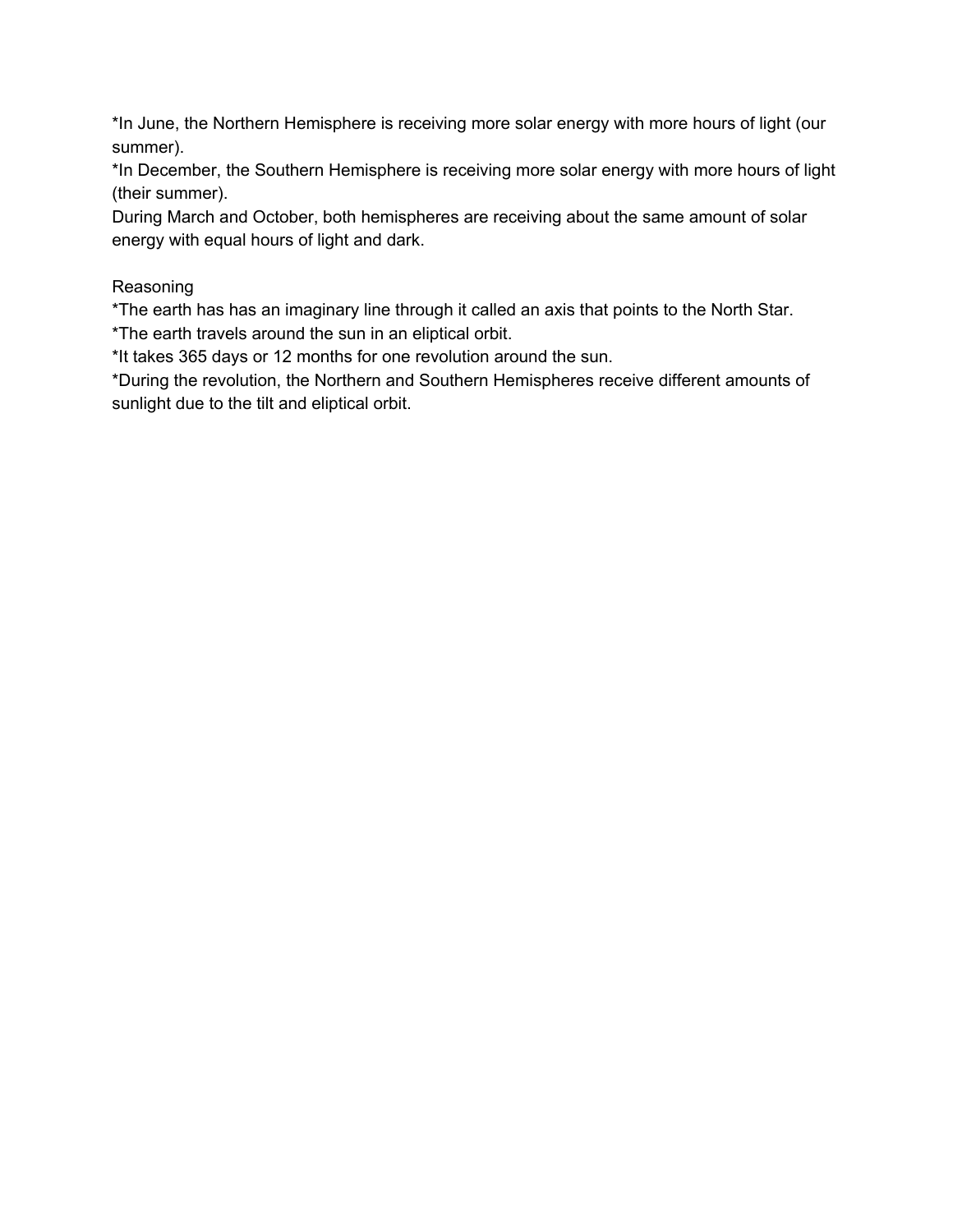*In June, the Northern Hemisphere is receiving more solar energy with more hours of light (our summer).
*In December, the Southern Hemisphere is receiving more solar energy with more hours of light (their summer).
During March and October, both hemispheres are receiving about the same amount of solar energy with equal hours of light and dark.

Reasoning
*The earth has has an imaginary line through it called an axis that points to the North Star.
*The earth travels around the sun in an eliptical orbit.
*It takes 365 days or 12 months for one revolution around the sun.
*During the revolution, the Northern and Southern Hemispheres receive different amounts of sunlight due to the tilt and eliptical orbit.